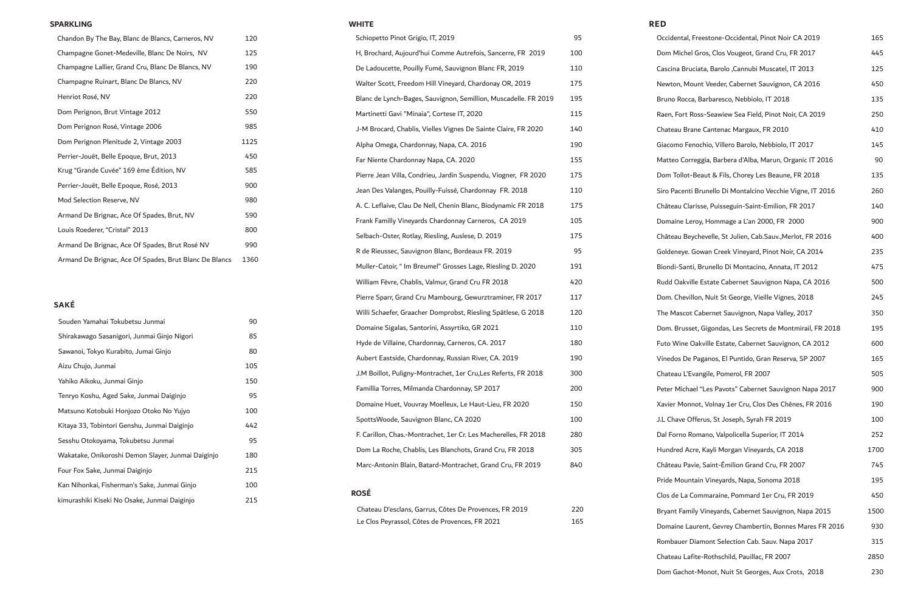## SPARKLING

| Wine | Price |
|---|---|
| Chandon By The Bay, Blanc de Blancs, Carneros, NV | 120 |
| Champagne Gonet-Medeville, Blanc De Noirs, NV | 125 |
| Champagne Lallier, Grand Cru, Blanc De Blancs, NV | 190 |
| Champagne Ruinart, Blanc De Blancs, NV | 220 |
| Henriot Rosé, NV | 220 |
| Dom Perignon, Brut Vintage 2012 | 550 |
| Dom Perignon Rosé, Vintage 2006 | 985 |
| Dom Perignon Plenitude 2, Vintage 2003 | 1125 |
| Perrier-Jouët, Belle Epoque, Brut, 2013 | 450 |
| Krug "Grande Cuvée" 169 ème Édition, NV | 585 |
| Perrier-Jouët, Belle Epoque, Rosé, 2013 | 900 |
| Mod Selection Reserve, NV | 980 |
| Armand De Brignac, Ace Of Spades, Brut, NV | 590 |
| Louis Roederer, "Cristal" 2013 | 800 |
| Armand De Brignac, Ace Of Spades, Brut Rosé NV | 990 |
| Armand De Brignac, Ace Of Spades, Brut Blanc De Blancs | 1360 |

## SAKÉ

| Saké | Price |
|---|---|
| Souden Yamahai Tokubetsu Junmai | 90 |
| Shirakawago Sasanigori, Junmai Ginjo Nigori | 85 |
| Sawanoi, Tokyo Kurabito, Jumai Ginjo | 80 |
| Aizu Chujo, Junmai | 105 |
| Yahiko Aikoku, Junmai Ginjo | 150 |
| Tenryo Koshu, Aged Sake, Junmai Daiginjo | 95 |
| Matsuno Kotobuki Honjozo Otoko No Yujyo | 100 |
| Kitaya 33, Tobintori Genshu, Junmai Daiginjo | 442 |
| Sesshu Otokoyama, Tokubetsu Junmai | 95 |
| Wakatake, Onikoroshi Demon Slayer, Junmai Daiginjo | 180 |
| Four Fox Sake, Junmai Daiginjo | 215 |
| Kan Nihonkai, Fisherman's Sake, Junmai Ginjo | 100 |
| kimurashiki Kiseki No Osake, Junmai Daiginjo | 215 |

## WHITE

| Wine | Price |
|---|---|
| Schiopetto Pinot Grigio, IT, 2019 | 95 |
| H, Brochard, Aujourd'hui Comme Autrefois, Sancerre, FR 2019 | 100 |
| De Ladoucette, Pouilly Fumé, Sauvignon Blanc FR, 2019 | 110 |
| Walter Scott, Freedom Hill Vineyard, Chardonay OR, 2019 | 175 |
| Blanc de Lynch-Bages, Sauvignon, Semillion, Muscadelle. FR 2019 | 195 |
| Martinetti Gavi "Minaia", Cortese IT, 2020 | 115 |
| J-M Brocard, Chablis, Vielles Vignes De Sainte Claire, FR 2020 | 140 |
| Alpha Omega, Chardonnay, Napa, CA. 2016 | 190 |
| Far Niente Chardonnay Napa, CA. 2020 | 155 |
| Pierre Jean Villa, Condrieu, Jardin Suspendu, Viognier, FR 2020 | 175 |
| Jean Des Valanges, Pouilly-Fuissé, Chardonnay FR. 2018 | 110 |
| A. C. Leflaive, Clau De Nell, Chenin Blanc, Biodynamic FR 2018 | 175 |
| Frank Familly Vineyards Chardonnay Carneros, CA 2019 | 105 |
| Selbach-Oster, Rotlay, Riesling, Auslese, D. 2019 | 175 |
| R de Rieussec, Sauvignon Blanc, Bordeaux FR. 2019 | 95 |
| Muller-Catoir, " Im Breumel" Grosses Lage, Riesling D. 2020 | 191 |
| William Fèvre, Chablis, Valmur, Grand Cru FR 2018 | 420 |
| Pierre Sparr, Grand Cru Mambourg, Gewurztraminer, FR 2017 | 117 |
| Willi Schaefer, Graacher Domprobst, Riesling Spätlese, G 2018 | 120 |
| Domaine Sigalas, Santorini, Assyrtiko, GR 2021 | 110 |
| Hyde de Villaine, Chardonnay, Carneros, CA. 2017 | 180 |
| Aubert Eastside, Chardonnay, Russian River, CA. 2019 | 190 |
| J.M Boillot, Puligny-Montrachet, 1er Cru,Les Referts, FR 2018 | 300 |
| Familia Torres, Milmanda Chardonnay, SP 2017 | 200 |
| Domaine Huet, Vouvray Moelleux, Le Haut-Lieu, FR 2020 | 150 |
| SpottsWoode, Sauvignon Blanc, CA 2020 | 100 |
| F. Carillon, Chas.-Montrachet, 1er Cr. Les Macherelles, FR 2018 | 280 |
| Dom La Roche, Chablis, Les Blanchots, Grand Cru, FR 2018 | 305 |
| Marc-Antonin Blain, Batard-Montrachet, Grand Cru, FR 2019 | 840 |

## ROSÉ

| Wine | Price |
|---|---|
| Chateau D'esclans, Garrus, Côtes De Provences, FR 2019 | 220 |
| Le Clos Peyrassol, Côtes de Provences, FR 2021 | 165 |

## RED

| Wine | Price |
|---|---|
| Occidental, Freestone-Occidental, Pinot Noir CA 2019 | 165 |
| Dom Michel Gros, Clos Vougeot, Grand Cru, FR 2017 | 445 |
| Cascina Bruciata, Barolo ,Cannubi Muscatel, IT 2013 | 125 |
| Newton, Mount Veeder, Cabernet Sauvignon, CA 2016 | 450 |
| Bruno Rocca, Barbaresco, Nebbiolo, IT 2018 | 135 |
| Raen, Fort Ross-Seawiew Sea Field, Pinot Noir, CA 2019 | 250 |
| Chateau Brane Cantenac Margaux, FR 2010 | 410 |
| Giacomo Fenochio, Villero Barolo, Nebbiolo, IT 2017 | 145 |
| Matteo Correggia, Barbera d'Alba, Marun, Organic IT 2016 | 90 |
| Dom Tollot-Beaut & Fils, Chorey Les Beaune, FR 2018 | 135 |
| Siro Pacenti Brunello Di Montalcino Vecchie Vigne, IT 2016 | 260 |
| Château Clarisse, Puisseguin-Saint-Emilion, FR 2017 | 140 |
| Domaine Leroy, Hommage a L'an 2000, FR 2000 | 900 |
| Château Beychevelle, St Julien, Cab.Sauv.,Merlot, FR 2016 | 400 |
| Goldeneye. Gowan Creek Vineyard, Pinot Noir, CA 2014 | 235 |
| Biondi-Santi, Brunello Di Montacino, Annata, IT 2012 | 475 |
| Rudd Oakville Estate Cabernet Sauvignon Napa, CA 2016 | 500 |
| Dom. Chevillon, Nuit St George, Vieille Vignes, 2018 | 245 |
| The Mascot Cabernet Sauvignon, Napa Valley, 2017 | 350 |
| Dom. Brusset, Gigondas, Les Secrets de Montmirail, FR 2018 | 195 |
| Futo Wine Oakville Estate, Cabernet Sauvignon, CA 2012 | 600 |
| Vinedos De Paganos, El Puntido, Gran Reserva, SP 2007 | 165 |
| Chateau L'Evangile, Pomerol, FR 2007 | 505 |
| Peter Michael "Les Pavots" Cabernet Sauvignon Napa 2017 | 900 |
| Xavier Monnot, Volnay 1er Cru, Clos Des Chênes, FR 2016 | 190 |
| J.L Chave Offerus, St Joseph, Syrah FR 2019 | 100 |
| Dal Forno Romano, Valpolicella Superior, IT 2014 | 252 |
| Hundred Acre, Kayli Morgan Vineyards, CA 2018 | 1700 |
| Château Pavie, Saint-Émilion Grand Cru, FR 2007 | 745 |
| Pride Mountain Vineyards, Napa, Sonoma 2018 | 195 |
| Clos de La Commaraine, Pommard 1er Cru, FR 2019 | 450 |
| Bryant Family Vineyards, Cabernet Sauvignon, Napa 2015 | 1500 |
| Domaine Laurent, Gevrey Chambertin, Bonnes Mares FR 2016 | 930 |
| Rombauer Diamont Selection Cab. Sauv. Napa 2017 | 315 |
| Chateau Lafite-Rothschild, Pauillac, FR 2007 | 2850 |
| Dom Gachot-Monot, Nuit St Georges, Aux Crots, 2018 | 230 |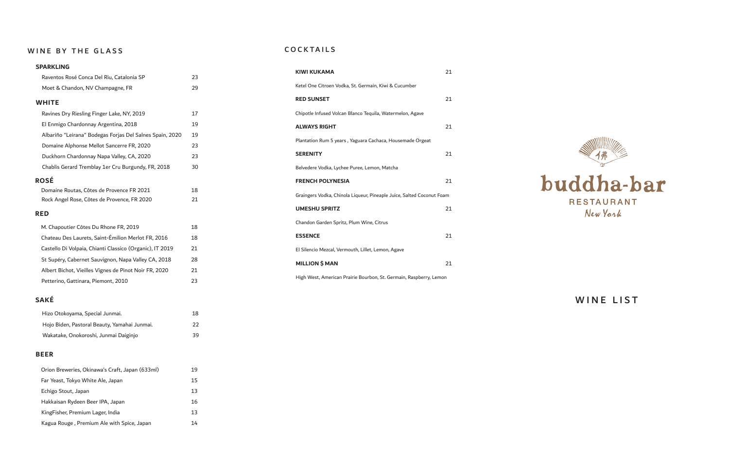## WINE BY THE GLASS

### SPARKLING

| | |
|---|---|
| Raventos Rosé Conca Del Riu, Catalonia SP | 23 |
| Moet & Chandon, NV Champagne, FR | 29 |

### WHITE

| | |
|---|---|
| Ravines Dry Riesling Finger Lake, NY, 2019 | 17 |
| El Enmigo Chardonnay Argentina, 2018 | 19 |
| Albariño "Leirana" Bodegas Forjas Del Salnes Spain, 2020 | 19 |
| Domaine Alphonse Mellot Sancerre FR, 2020 | 23 |
| Duckhorn Chardonnay Napa Valley, CA, 2020 | 23 |
| Chablis Gerard Tremblay 1er Cru Burgundy, FR, 2018 | 30 |

### ROSÉ

| | |
|---|---|
| Domaine Routas, Côtes de Provence FR 2021 | 18 |
| Rock Angel Rose, Côtes de Provence, FR 2020 | 21 |

### RED

| | |
|---|---|
| M. Chapoutier Côtes Du Rhone FR, 2019 | 18 |
| Chateau Des Laurets, Saint-Émilion Merlot FR, 2016 | 18 |
| Castello Di Volpaia, Chianti Classico (Organic), IT 2019 | 21 |
| St Supéry, Cabernet Sauvignon, Napa Valley CA, 2018 | 28 |
| Albert Bichot, Vieilles Vignes de Pinot Noir FR, 2020 | 21 |
| Petterino, Gattinara, Piemont, 2010 | 23 |

### SAKÉ

| | |
|---|---|
| Hizo Otokoyama, Special Junmai. | 18 |
| Hojo Biden, Pastoral Beauty, Yamahai Junmai. | 22 |
| Wakatake, Onokoroshi, Junmai Daiginjo | 39 |

### BEER

| | |
|---|---|
| Orion Breweries, Okinawa's Craft, Japan (633ml) | 19 |
| Far Yeast, Tokyo White Ale, Japan | 15 |
| Echigo Stout, Japan | 13 |
| Hakkaisan Rydeen Beer IPA, Japan | 16 |
| KingFisher, Premium Lager, India | 13 |
| Kagua Rouge , Premium Ale with Spice, Japan | 14 |

## COCKTAILS

**KIWI KUKAMA** 21

Ketel One Citroen Vodka, St. Germain, Kiwi & Cucumber

**RED SUNSET** 21

Chipotle Infused Volcan Blanco Tequila, Watermelon, Agave

**ALWAYS RIGHT** 21

Plantation Rum 5 years , Yaguara Cachaca, Housemade Orgeat

**SERENITY** 21

Belvedere Vodka, Lychee Puree, Lemon, Matcha

**FRENCH POLYNESIA** 21

Graingers Vodka, Chinola Liqueur, Pineaple Juice, Salted Coconut Foam

**UMESHU SPRITZ** 21

Chandon Garden Spritz, Plum Wine, Citrus

**ESSENCE** 21

El Silencio Mezcal, Vermouth, Lillet, Lemon, Agave

**MILLION $ MAN** 21

High West, American Prairie Bourbon, St. Germain, Raspberry, Lemon

buddha-bar

RESTAURANT

New York

## WINE LIST